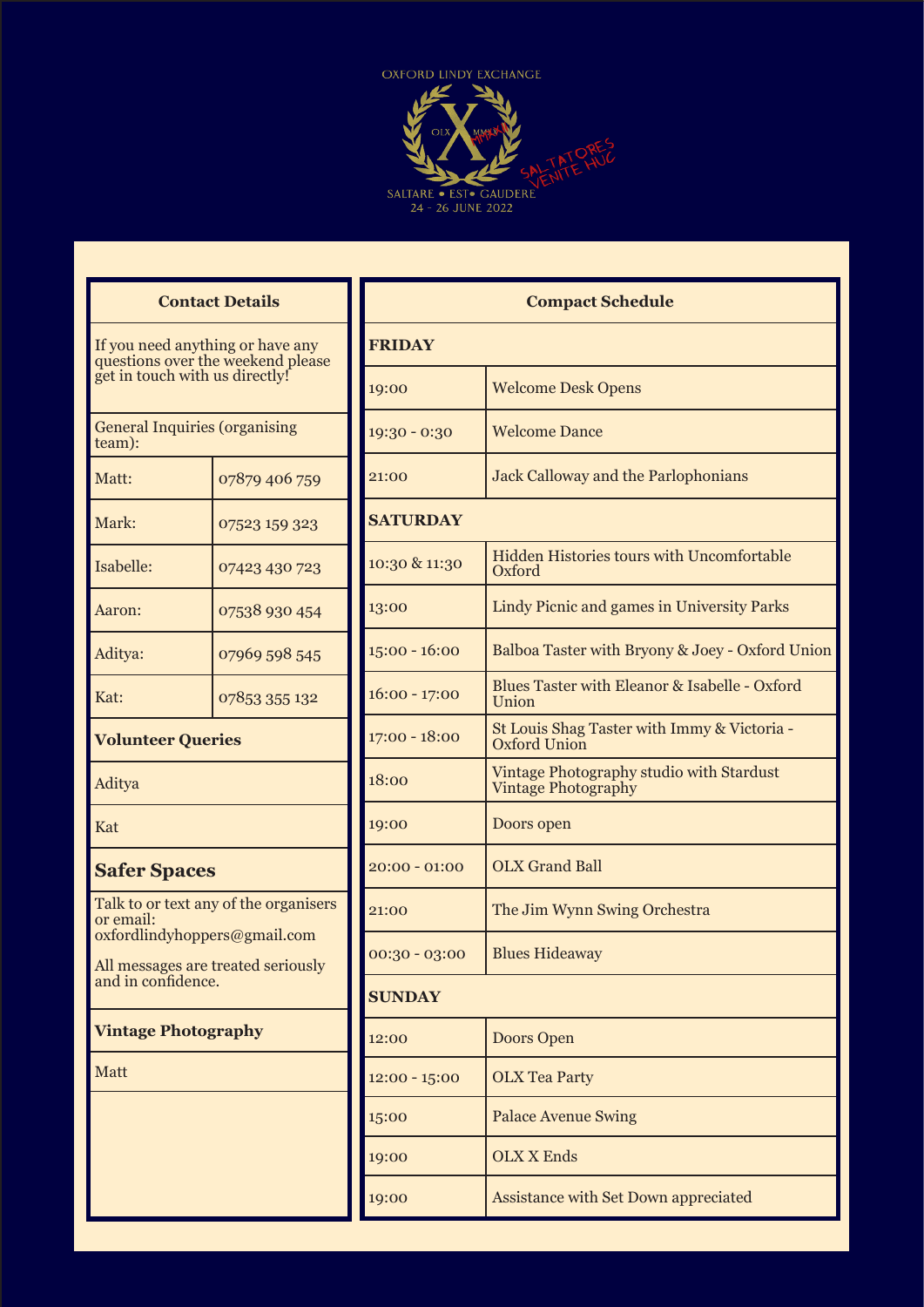OXFORD LINDY EXCHANGE

OLX X MMXXII

SALTATORES VENITE HUC

SALTARE • EST• GAUDERE

24 - 26 JUNE 2022

## Contact Details

If you need anything or have any questions over the weekend please get in touch with us directly!

General Inquiries (organising team):

| Name | Phone |
|---|---|
| Matt: | 07879 406 759 |
| Mark: | 07523 159 323 |
| Isabelle: | 07423 430 723 |
| Aaron: | 07538 930 454 |
| Aditya: | 07969 598 545 |
| Kat: | 07853 355 132 |

**Volunteer Queries**

Aditya

Kat

### Safer Spaces

Talk to or text any of the organisers or email: oxfordlindyhoppers@gmail.com

All messages are treated seriously and in confidence.

**Vintage Photography**

Matt

## Compact Schedule

| Time | Event |
|---|---|
| **FRIDAY** | |
| 19:00 | Welcome Desk Opens |
| 19:30 - 0:30 | Welcome Dance |
| 21:00 | Jack Calloway and the Parlophonians |
| **SATURDAY** | |
| 10:30 & 11:30 | Hidden Histories tours with Uncomfortable Oxford |
| 13:00 | Lindy Picnic and games in University Parks |
| 15:00 - 16:00 | Balboa Taster with Bryony & Joey - Oxford Union |
| 16:00 - 17:00 | Blues Taster with Eleanor & Isabelle - Oxford Union |
| 17:00 - 18:00 | St Louis Shag Taster with Immy & Victoria - Oxford Union |
| 18:00 | Vintage Photography studio with Stardust Vintage Photography |
| 19:00 | Doors open |
| 20:00 - 01:00 | OLX Grand Ball |
| 21:00 | The Jim Wynn Swing Orchestra |
| 00:30 - 03:00 | Blues Hideaway |
| **SUNDAY** | |
| 12:00 | Doors Open |
| 12:00 - 15:00 | OLX Tea Party |
| 15:00 | Palace Avenue Swing |
| 19:00 | OLX X Ends |
| 19:00 | Assistance with Set Down appreciated |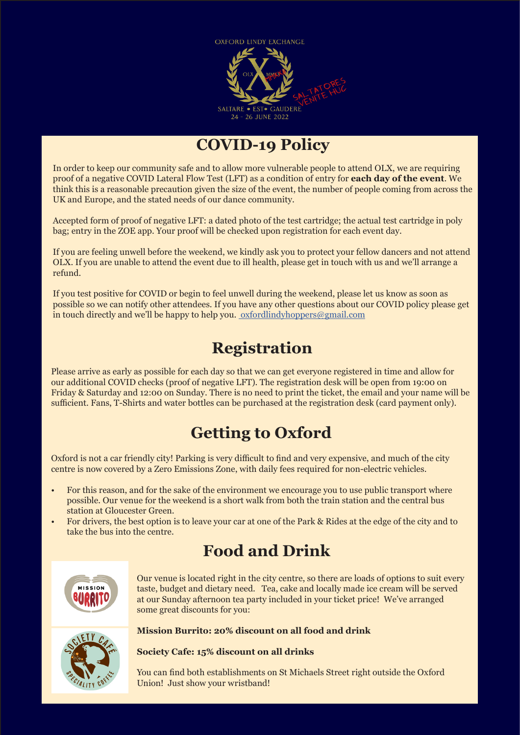OXFORD LINDY EXCHANGE

SALTARE • EST • GAUDERE

24 - 26 JUNE 2022

## COVID-19 Policy

In order to keep our community safe and to allow more vulnerable people to attend OLX, we are requiring proof of a negative COVID Lateral Flow Test (LFT) as a condition of entry for **each day of the event**. We think this is a reasonable precaution given the size of the event, the number of people coming from across the UK and Europe, and the stated needs of our dance community.

Accepted form of proof of negative LFT: a dated photo of the test cartridge; the actual test cartridge in poly bag; entry in the ZOE app. Your proof will be checked upon registration for each event day.

If you are feeling unwell before the weekend, we kindly ask you to protect your fellow dancers and not attend OLX. If you are unable to attend the event due to ill health, please get in touch with us and we'll arrange a refund.

If you test positive for COVID or begin to feel unwell during the weekend, please let us know as soon as possible so we can notify other attendees. If you have any other questions about our COVID policy please get in touch directly and we'll be happy to help you. oxfordlindyhoppers@gmail.com

## Registration

Please arrive as early as possible for each day so that we can get everyone registered in time and allow for our additional COVID checks (proof of negative LFT). The registration desk will be open from 19:00 on Friday & Saturday and 12:00 on Sunday. There is no need to print the ticket, the email and your name will be sufficient. Fans, T-Shirts and water bottles can be purchased at the registration desk (card payment only).

## Getting to Oxford

Oxford is not a car friendly city! Parking is very difficult to find and very expensive, and much of the city centre is now covered by a Zero Emissions Zone, with daily fees required for non-electric vehicles.

- For this reason, and for the sake of the environment we encourage you to use public transport where possible. Our venue for the weekend is a short walk from both the train station and the central bus station at Gloucester Green.
- For drivers, the best option is to leave your car at one of the Park & Rides at the edge of the city and to take the bus into the centre.

## Food and Drink

Our venue is located right in the city centre, so there are loads of options to suit every taste, budget and dietary need. Tea, cake and locally made ice cream will be served at our Sunday afternoon tea party included in your ticket price! We've arranged some great discounts for you:

**Mission Burrito: 20% discount on all food and drink**

**Society Cafe: 15% discount on all drinks**

You can find both establishments on St Michaels Street right outside the Oxford Union! Just show your wristband!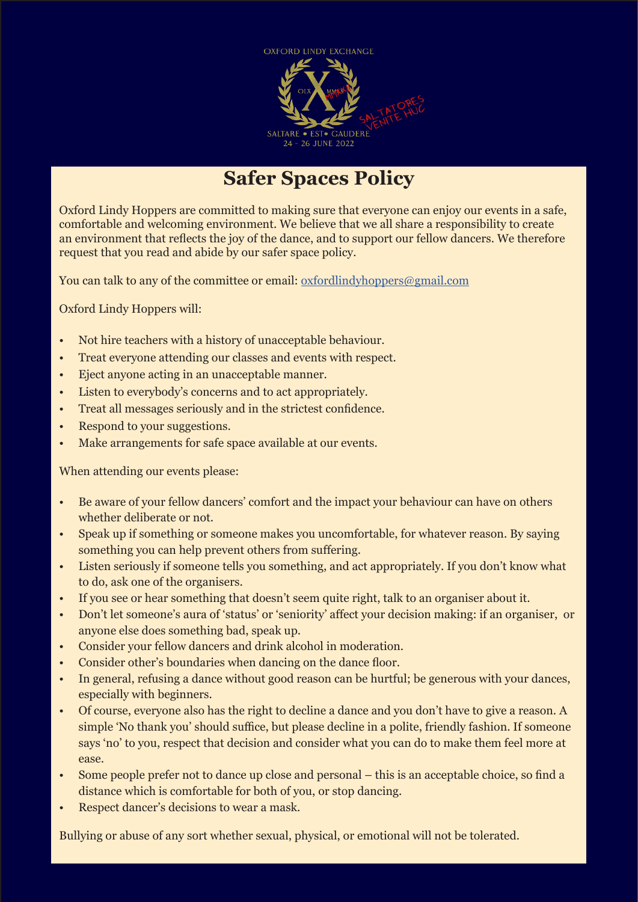OXFORD LINDY EXCHANGE

SALTARE • EST• GAUDERE
24 - 26 JUNE 2022

# Safer Spaces Policy

Oxford Lindy Hoppers are committed to making sure that everyone can enjoy our events in a safe, comfortable and welcoming environment. We believe that we all share a responsibility to create an environment that reflects the joy of the dance, and to support our fellow dancers. We therefore request that you read and abide by our safer space policy.

You can talk to any of the committee or email: oxfordlindyhoppers@gmail.com

Oxford Lindy Hoppers will:

- Not hire teachers with a history of unacceptable behaviour.
- Treat everyone attending our classes and events with respect.
- Eject anyone acting in an unacceptable manner.
- Listen to everybody's concerns and to act appropriately.
- Treat all messages seriously and in the strictest confidence.
- Respond to your suggestions.
- Make arrangements for safe space available at our events.

When attending our events please:

- Be aware of your fellow dancers' comfort and the impact your behaviour can have on others whether deliberate or not.
- Speak up if something or someone makes you uncomfortable, for whatever reason. By saying something you can help prevent others from suffering.
- Listen seriously if someone tells you something, and act appropriately. If you don't know what to do, ask one of the organisers.
- If you see or hear something that doesn't seem quite right, talk to an organiser about it.
- Don't let someone's aura of 'status' or 'seniority' affect your decision making: if an organiser, or anyone else does something bad, speak up.
- Consider your fellow dancers and drink alcohol in moderation.
- Consider other's boundaries when dancing on the dance floor.
- In general, refusing a dance without good reason can be hurtful; be generous with your dances, especially with beginners.
- Of course, everyone also has the right to decline a dance and you don't have to give a reason. A simple 'No thank you' should suffice, but please decline in a polite, friendly fashion. If someone says 'no' to you, respect that decision and consider what you can do to make them feel more at ease.
- Some people prefer not to dance up close and personal – this is an acceptable choice, so find a distance which is comfortable for both of you, or stop dancing.
- Respect dancer's decisions to wear a mask.

Bullying or abuse of any sort whether sexual, physical, or emotional will not be tolerated.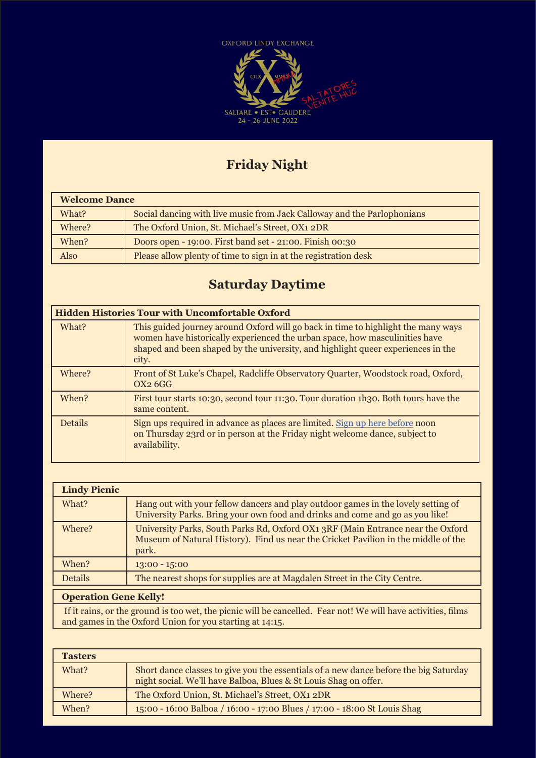OXFORD LINDY EXCHANGE

SALTARE • EST • GAUDERE
24 - 26 JUNE 2022

## Friday Night

| Welcome Dance | |
|---|---|
| What? | Social dancing with live music from Jack Calloway and the Parlophonians |
| Where? | The Oxford Union, St. Michael's Street, OX1 2DR |
| When? | Doors open - 19:00. First band set - 21:00. Finish 00:30 |
| Also | Please allow plenty of time to sign in at the registration desk |

## Saturday Daytime

| Hidden Histories Tour with Uncomfortable Oxford | |
|---|---|
| What? | This guided journey around Oxford will go back in time to highlight the many ways women have historically experienced the urban space, how masculinities have shaped and been shaped by the university, and highlight queer experiences in the city. |
| Where? | Front of St Luke's Chapel, Radcliffe Observatory Quarter, Woodstock road, Oxford, OX2 6GG |
| When? | First tour starts 10:30, second tour 11:30. Tour duration 1h30. Both tours have the same content. |
| Details | Sign ups required in advance as places are limited. Sign up here before noon on Thursday 23rd or in person at the Friday night welcome dance, subject to availability. |

| Lindy Picnic | |
|---|---|
| What? | Hang out with your fellow dancers and play outdoor games in the lovely setting of University Parks. Bring your own food and drinks and come and go as you like! |
| Where? | University Parks, South Parks Rd, Oxford OX1 3RF (Main Entrance near the Oxford Museum of Natural History). Find us near the Cricket Pavilion in the middle of the park. |
| When? | 13:00 - 15:00 |
| Details | The nearest shops for supplies are at Magdalen Street in the City Centre. |

**Operation Gene Kelly!**

If it rains, or the ground is too wet, the picnic will be cancelled. Fear not! We will have activities, films and games in the Oxford Union for you starting at 14:15.

| Tasters | |
|---|---|
| What? | Short dance classes to give you the essentials of a new dance before the big Saturday night social. We'll have Balboa, Blues & St Louis Shag on offer. |
| Where? | The Oxford Union, St. Michael's Street, OX1 2DR |
| When? | 15:00 - 16:00 Balboa / 16:00 - 17:00 Blues / 17:00 - 18:00 St Louis Shag |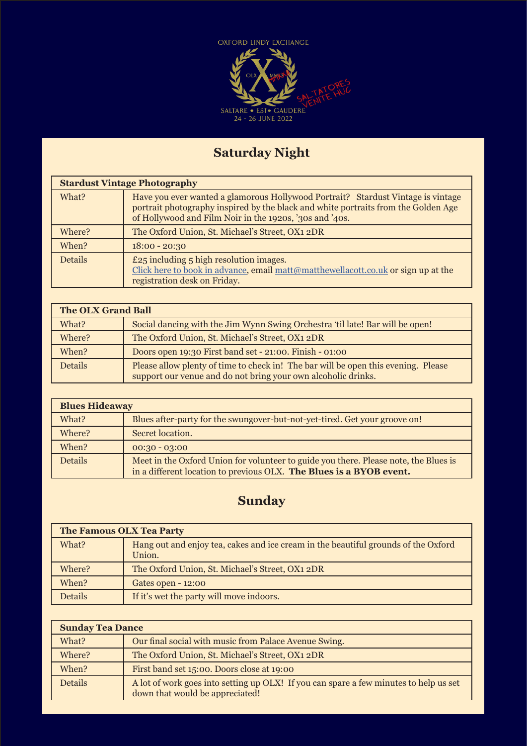OXFORD LINDY EXCHANGE

OLX MMXXII

SALTATORES VENITE HUC

SALTARE • EST• GAUDERE

24 - 26 JUNE 2022

## Saturday Night

| Stardust Vintage Photography | |
|---|---|
| What? | Have you ever wanted a glamorous Hollywood Portrait? Stardust Vintage is vintage portrait photography inspired by the black and white portraits from the Golden Age of Hollywood and Film Noir in the 1920s, '30s and '40s. |
| Where? | The Oxford Union, St. Michael's Street, OX1 2DR |
| When? | 18:00 - 20:30 |
| Details | £25 including 5 high resolution images. Click here to book in advance, email matt@matthewellacott.co.uk or sign up at the registration desk on Friday. |

| The OLX Grand Ball | |
|---|---|
| What? | Social dancing with the Jim Wynn Swing Orchestra 'til late! Bar will be open! |
| Where? | The Oxford Union, St. Michael's Street, OX1 2DR |
| When? | Doors open 19:30 First band set - 21:00. Finish - 01:00 |
| Details | Please allow plenty of time to check in! The bar will be open this evening. Please support our venue and do not bring your own alcoholic drinks. |

| Blues Hideaway | |
|---|---|
| What? | Blues after-party for the swungover-but-not-yet-tired. Get your groove on! |
| Where? | Secret location. |
| When? | 00:30 - 03:00 |
| Details | Meet in the Oxford Union for volunteer to guide you there. Please note, the Blues is in a different location to previous OLX. **The Blues is a BYOB event.** |

## Sunday

| The Famous OLX Tea Party | |
|---|---|
| What? | Hang out and enjoy tea, cakes and ice cream in the beautiful grounds of the Oxford Union. |
| Where? | The Oxford Union, St. Michael's Street, OX1 2DR |
| When? | Gates open - 12:00 |
| Details | If it's wet the party will move indoors. |

| Sunday Tea Dance | |
|---|---|
| What? | Our final social with music from Palace Avenue Swing. |
| Where? | The Oxford Union, St. Michael's Street, OX1 2DR |
| When? | First band set 15:00. Doors close at 19:00 |
| Details | A lot of work goes into setting up OLX! If you can spare a few minutes to help us set down that would be appreciated! |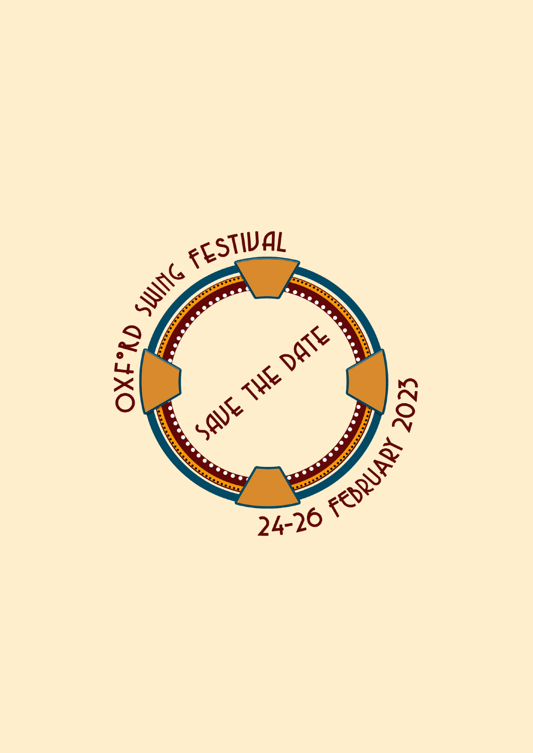OXFORD SWING FESTIVAL

SAVE THE DATE

24-26 FEBRUARY 2023